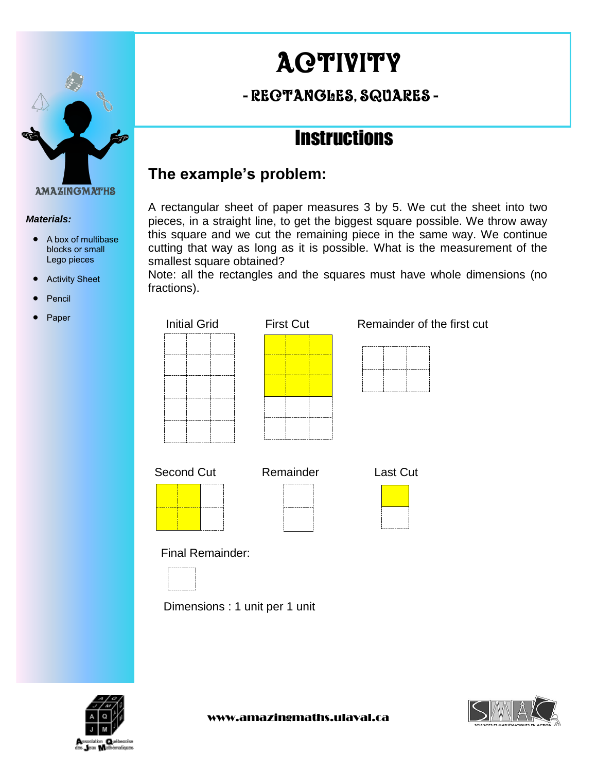# ACTIVITY

## - RECTANGLES, SQUARES -

AMAZINGMATHS

*Materials:*

- A box of multibase blocks or small Lego pieces
- Activity Sheet
- Pencil
- Paper

# Instructions

## The example's problem:

A rectangular sheet of paper measures 3 by 5. We cut the sheet into two pieces, in a straight line, to get the biggest square possible. We throw away this square and we cut the remaining piece in the same way. We continue cutting that way as long as it is possible. What is the measurement of the smallest square obtained?
Note: all the rectangles and the squares must have whole dimensions (no fractions).

Initial Grid

First Cut

Remainder of the first cut

Second Cut

Remainder

Last Cut

Final Remainder:

Dimensions : 1 unit per 1 unit

www.amazingmaths.ulaval.ca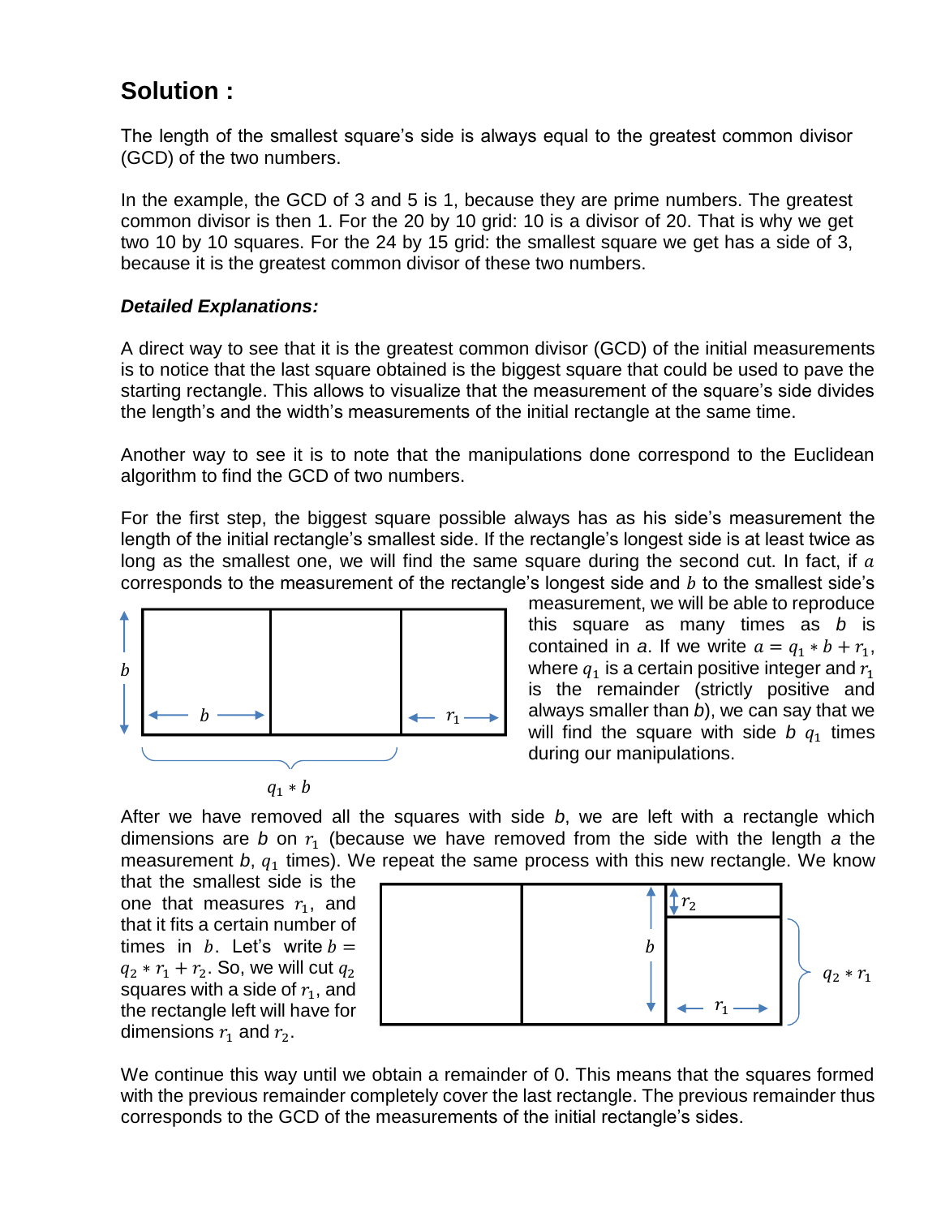## Solution :

The length of the smallest square's side is always equal to the greatest common divisor (GCD) of the two numbers.

In the example, the GCD of 3 and 5 is 1, because they are prime numbers. The greatest common divisor is then 1. For the 20 by 10 grid: 10 is a divisor of 20. That is why we get two 10 by 10 squares. For the 24 by 15 grid: the smallest square we get has a side of 3, because it is the greatest common divisor of these two numbers.

### *Detailed Explanations:*

A direct way to see that it is the greatest common divisor (GCD) of the initial measurements is to notice that the last square obtained is the biggest square that could be used to pave the starting rectangle. This allows to visualize that the measurement of the square's side divides the length's and the width's measurements of the initial rectangle at the same time.

Another way to see it is to note that the manipulations done correspond to the Euclidean algorithm to find the GCD of two numbers.

For the first step, the biggest square possible always has as his side's measurement the length of the initial rectangle's smallest side. If the rectangle's longest side is at least twice as long as the smallest one, we will find the same square during the second cut. In fact, if $a$ corresponds to the measurement of the rectangle's longest side and $b$ to the smallest side's measurement, we will be able to reproduce this square as many times as *b* is contained in *a*. If we write $a = q_1 * b + r_1$, where $q_1$ is a certain positive integer and $r_1$ is the remainder (strictly positive and always smaller than *b*), we can say that we will find the square with side *b* $q_1$ times during our manipulations.

$b$

$b$

$r_1$

$q_1 * b$

After we have removed all the squares with side *b*, we are left with a rectangle which dimensions are *b* on $r_1$ (because we have removed from the side with the length *a* the measurement *b*, $q_1$ times). We repeat the same process with this new rectangle. We know that the smallest side is the one that measures $r_1$, and that it fits a certain number of times in $b$. Let's write $b = q_2 * r_1 + r_2$. So, we will cut $q_2$ squares with a side of $r_1$, and the rectangle left will have for dimensions $r_1$ and $r_2$.

$r_2$

$b$

$r_1$

$q_2 * r_1$

We continue this way until we obtain a remainder of 0. This means that the squares formed with the previous remainder completely cover the last rectangle. The previous remainder thus corresponds to the GCD of the measurements of the initial rectangle's sides.